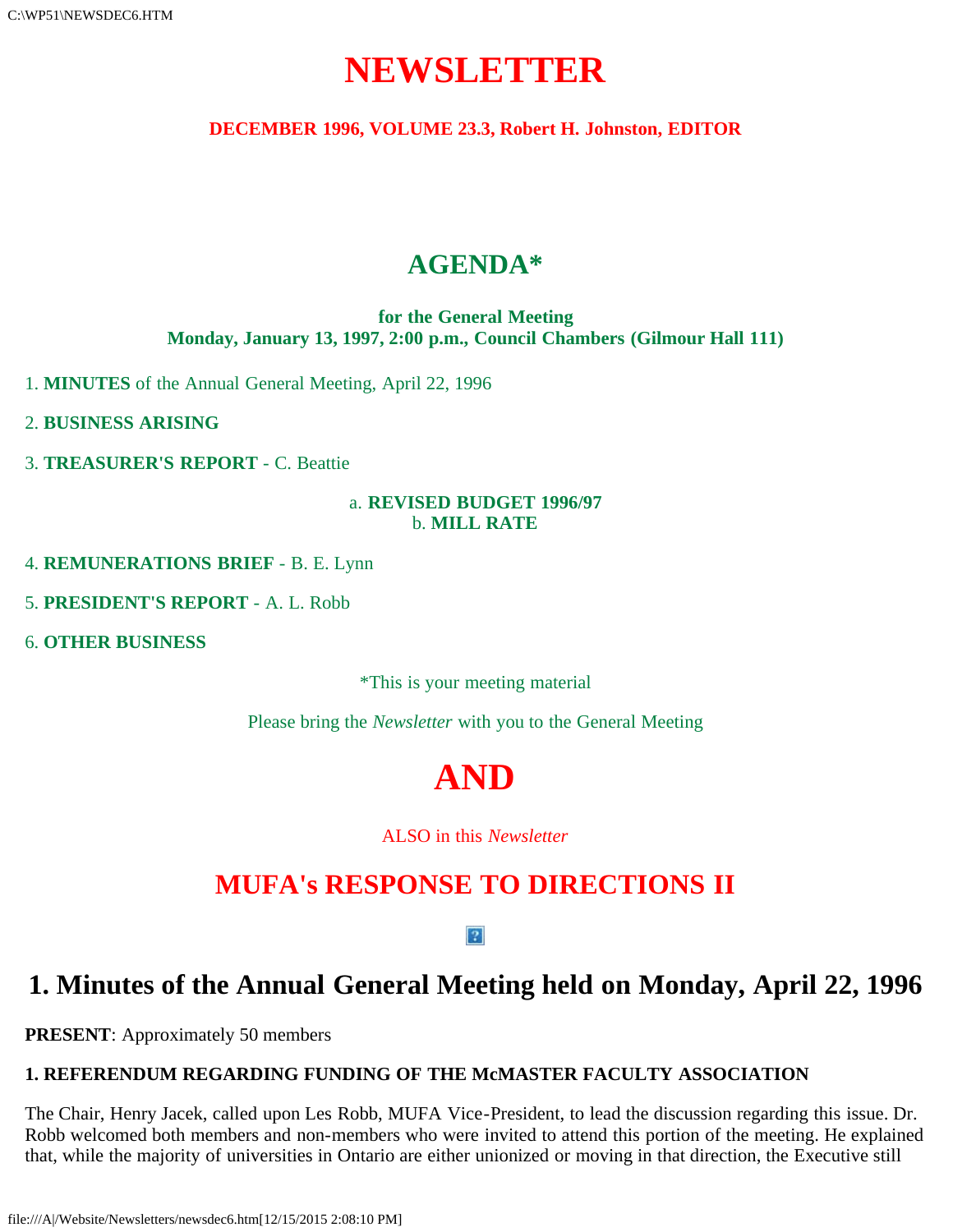# NEWSLETTER

**DECEMBER 1996, VOLUME 23.3, Robert H. Johnston, EDITOR**

## AGENDA*

**for the General Meeting**
**Monday, January 13, 1997, 2:00 p.m., Council Chambers (Gilmour Hall 111)**

1. **MINUTES** of the Annual General Meeting, April 22, 1996

2. **BUSINESS ARISING**

3. **TREASURER'S REPORT** - C. Beattie

   a. **REVISED BUDGET 1996/97**
   b. **MILL RATE**

4. **REMUNERATIONS BRIEF** - B. E. Lynn

5. **PRESIDENT'S REPORT** - A. L. Robb

6. **OTHER BUSINESS**

*This is your meeting material

Please bring the *Newsletter* with you to the General Meeting

# AND

ALSO in this *Newsletter*

## MUFA's RESPONSE TO DIRECTIONS II

## 1. Minutes of the Annual General Meeting held on Monday, April 22, 1996

**PRESENT**: Approximately 50 members

**1. REFERENDUM REGARDING FUNDING OF THE McMASTER FACULTY ASSOCIATION**

The Chair, Henry Jacek, called upon Les Robb, MUFA Vice-President, to lead the discussion regarding this issue. Dr. Robb welcomed both members and non-members who were invited to attend this portion of the meeting. He explained that, while the majority of universities in Ontario are either unionized or moving in that direction, the Executive still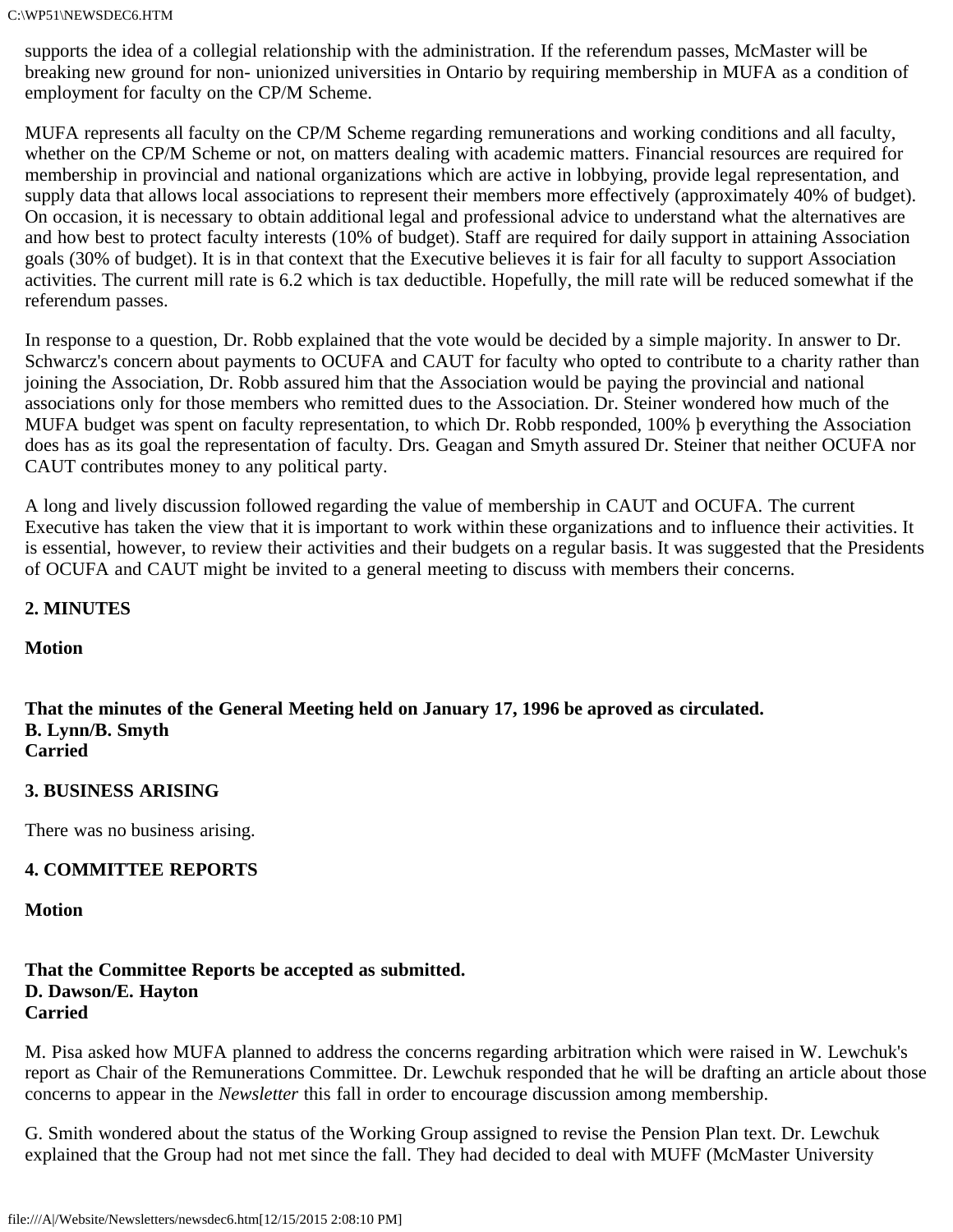supports the idea of a collegial relationship with the administration. If the referendum passes, McMaster will be breaking new ground for non- unionized universities in Ontario by requiring membership in MUFA as a condition of employment for faculty on the CP/M Scheme.

MUFA represents all faculty on the CP/M Scheme regarding remunerations and working conditions and all faculty, whether on the CP/M Scheme or not, on matters dealing with academic matters. Financial resources are required for membership in provincial and national organizations which are active in lobbying, provide legal representation, and supply data that allows local associations to represent their members more effectively (approximately 40% of budget). On occasion, it is necessary to obtain additional legal and professional advice to understand what the alternatives are and how best to protect faculty interests (10% of budget). Staff are required for daily support in attaining Association goals (30% of budget). It is in that context that the Executive believes it is fair for all faculty to support Association activities. The current mill rate is 6.2 which is tax deductible. Hopefully, the mill rate will be reduced somewhat if the referendum passes.

In response to a question, Dr. Robb explained that the vote would be decided by a simple majority. In answer to Dr. Schwarcz's concern about payments to OCUFA and CAUT for faculty who opted to contribute to a charity rather than joining the Association, Dr. Robb assured him that the Association would be paying the provincial and national associations only for those members who remitted dues to the Association. Dr. Steiner wondered how much of the MUFA budget was spent on faculty representation, to which Dr. Robb responded, 100% þ everything the Association does has as its goal the representation of faculty. Drs. Geagan and Smyth assured Dr. Steiner that neither OCUFA nor CAUT contributes money to any political party.

A long and lively discussion followed regarding the value of membership in CAUT and OCUFA. The current Executive has taken the view that it is important to work within these organizations and to influence their activities. It is essential, however, to review their activities and their budgets on a regular basis. It was suggested that the Presidents of OCUFA and CAUT might be invited to a general meeting to discuss with members their concerns.

**2. MINUTES**

**Motion**

**That the minutes of the General Meeting held on January 17, 1996 be aproved as circulated.**
**B. Lynn/B. Smyth**
**Carried**

**3. BUSINESS ARISING**

There was no business arising.

**4. COMMITTEE REPORTS**

**Motion**

**That the Committee Reports be accepted as submitted.**
**D. Dawson/E. Hayton**
**Carried**

M. Pisa asked how MUFA planned to address the concerns regarding arbitration which were raised in W. Lewchuk's report as Chair of the Remunerations Committee. Dr. Lewchuk responded that he will be drafting an article about those concerns to appear in the *Newsletter* this fall in order to encourage discussion among membership.

G. Smith wondered about the status of the Working Group assigned to revise the Pension Plan text. Dr. Lewchuk explained that the Group had not met since the fall. They had decided to deal with MUFF (McMaster University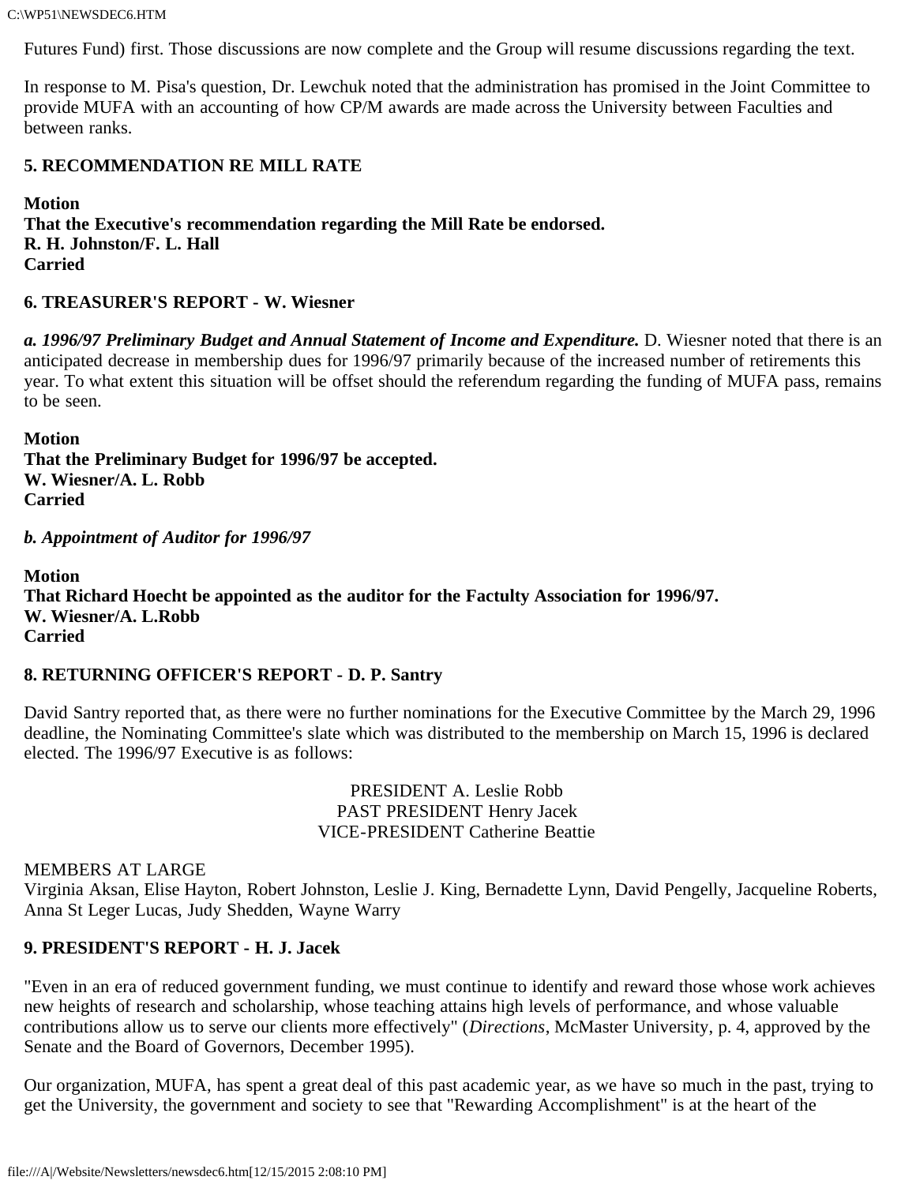Futures Fund) first. Those discussions are now complete and the Group will resume discussions regarding the text.

In response to M. Pisa's question, Dr. Lewchuk noted that the administration has promised in the Joint Committee to provide MUFA with an accounting of how CP/M awards are made across the University between Faculties and between ranks.

**5. RECOMMENDATION RE MILL RATE**

**Motion**
**That the Executive's recommendation regarding the Mill Rate be endorsed.**
**R. H. Johnston/F. L. Hall**
**Carried**

**6. TREASURER'S REPORT - W. Wiesner**

***a. 1996/97 Preliminary Budget and Annual Statement of Income and Expenditure.*** D. Wiesner noted that there is an anticipated decrease in membership dues for 1996/97 primarily because of the increased number of retirements this year. To what extent this situation will be offset should the referendum regarding the funding of MUFA pass, remains to be seen.

**Motion**
**That the Preliminary Budget for 1996/97 be accepted.**
**W. Wiesner/A. L. Robb**
**Carried**

***b. Appointment of Auditor for 1996/97***

**Motion**
**That Richard Hoecht be appointed as the auditor for the Factulty Association for 1996/97.**
**W. Wiesner/A. L.Robb**
**Carried**

**8. RETURNING OFFICER'S REPORT - D. P. Santry**

David Santry reported that, as there were no further nominations for the Executive Committee by the March 29, 1996 deadline, the Nominating Committee's slate which was distributed to the membership on March 15, 1996 is declared elected. The 1996/97 Executive is as follows:

PRESIDENT A. Leslie Robb
PAST PRESIDENT Henry Jacek
VICE-PRESIDENT Catherine Beattie

MEMBERS AT LARGE
Virginia Aksan, Elise Hayton, Robert Johnston, Leslie J. King, Bernadette Lynn, David Pengelly, Jacqueline Roberts, Anna St Leger Lucas, Judy Shedden, Wayne Warry

**9. PRESIDENT'S REPORT - H. J. Jacek**

"Even in an era of reduced government funding, we must continue to identify and reward those whose work achieves new heights of research and scholarship, whose teaching attains high levels of performance, and whose valuable contributions allow us to serve our clients more effectively" (*Directions*, McMaster University, p. 4, approved by the Senate and the Board of Governors, December 1995).

Our organization, MUFA, has spent a great deal of this past academic year, as we have so much in the past, trying to get the University, the government and society to see that "Rewarding Accomplishment" is at the heart of the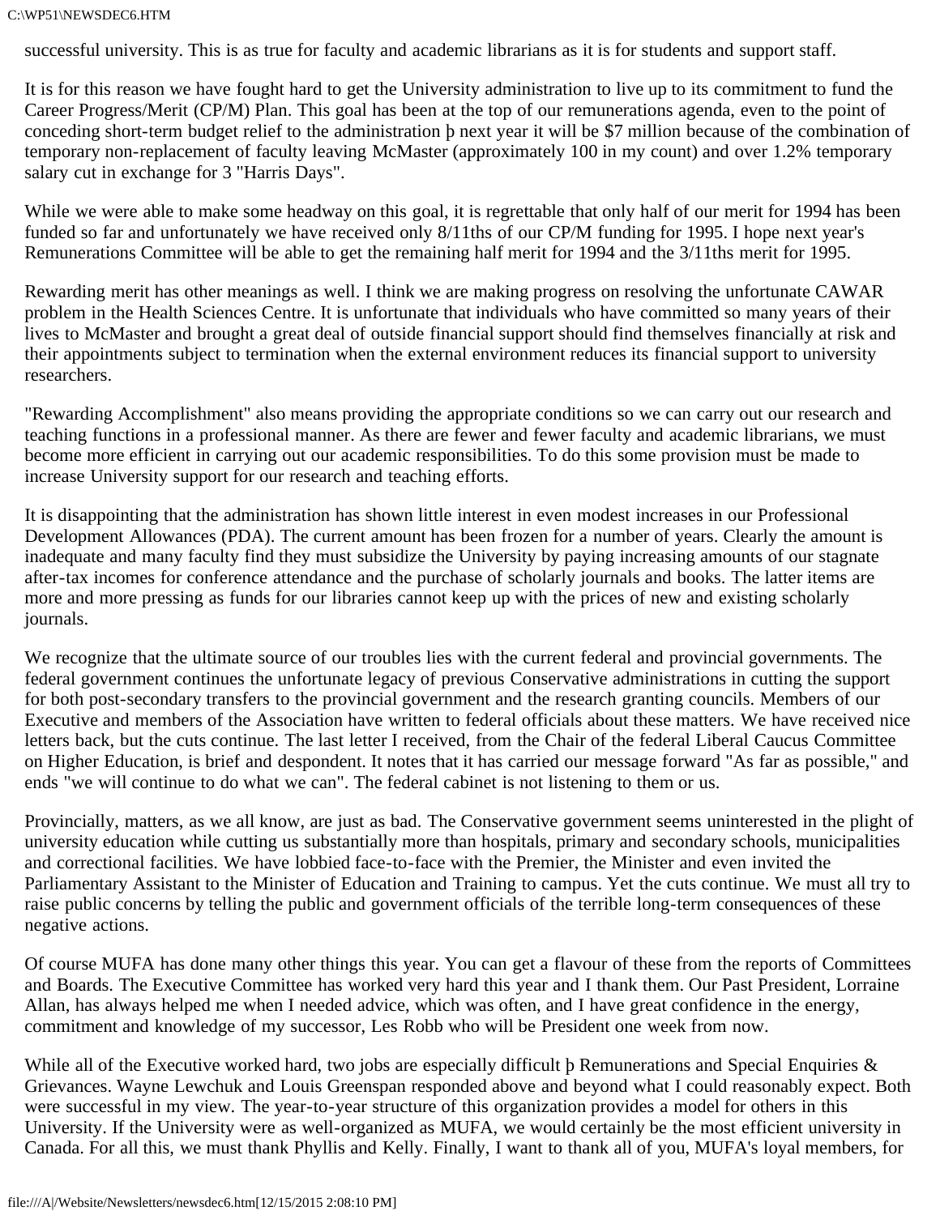successful university. This is as true for faculty and academic librarians as it is for students and support staff.

It is for this reason we have fought hard to get the University administration to live up to its commitment to fund the Career Progress/Merit (CP/M) Plan. This goal has been at the top of our remunerations agenda, even to the point of conceding short-term budget relief to the administration þ next year it will be $7 million because of the combination of temporary non-replacement of faculty leaving McMaster (approximately 100 in my count) and over 1.2% temporary salary cut in exchange for 3 "Harris Days".

While we were able to make some headway on this goal, it is regrettable that only half of our merit for 1994 has been funded so far and unfortunately we have received only 8/11ths of our CP/M funding for 1995. I hope next year's Remunerations Committee will be able to get the remaining half merit for 1994 and the 3/11ths merit for 1995.

Rewarding merit has other meanings as well. I think we are making progress on resolving the unfortunate CAWAR problem in the Health Sciences Centre. It is unfortunate that individuals who have committed so many years of their lives to McMaster and brought a great deal of outside financial support should find themselves financially at risk and their appointments subject to termination when the external environment reduces its financial support to university researchers.

"Rewarding Accomplishment" also means providing the appropriate conditions so we can carry out our research and teaching functions in a professional manner. As there are fewer and fewer faculty and academic librarians, we must become more efficient in carrying out our academic responsibilities. To do this some provision must be made to increase University support for our research and teaching efforts.

It is disappointing that the administration has shown little interest in even modest increases in our Professional Development Allowances (PDA). The current amount has been frozen for a number of years. Clearly the amount is inadequate and many faculty find they must subsidize the University by paying increasing amounts of our stagnate after-tax incomes for conference attendance and the purchase of scholarly journals and books. The latter items are more and more pressing as funds for our libraries cannot keep up with the prices of new and existing scholarly journals.

We recognize that the ultimate source of our troubles lies with the current federal and provincial governments. The federal government continues the unfortunate legacy of previous Conservative administrations in cutting the support for both post-secondary transfers to the provincial government and the research granting councils. Members of our Executive and members of the Association have written to federal officials about these matters. We have received nice letters back, but the cuts continue. The last letter I received, from the Chair of the federal Liberal Caucus Committee on Higher Education, is brief and despondent. It notes that it has carried our message forward "As far as possible," and ends "we will continue to do what we can". The federal cabinet is not listening to them or us.

Provincially, matters, as we all know, are just as bad. The Conservative government seems uninterested in the plight of university education while cutting us substantially more than hospitals, primary and secondary schools, municipalities and correctional facilities. We have lobbied face-to-face with the Premier, the Minister and even invited the Parliamentary Assistant to the Minister of Education and Training to campus. Yet the cuts continue. We must all try to raise public concerns by telling the public and government officials of the terrible long-term consequences of these negative actions.

Of course MUFA has done many other things this year. You can get a flavour of these from the reports of Committees and Boards. The Executive Committee has worked very hard this year and I thank them. Our Past President, Lorraine Allan, has always helped me when I needed advice, which was often, and I have great confidence in the energy, commitment and knowledge of my successor, Les Robb who will be President one week from now.

While all of the Executive worked hard, two jobs are especially difficult þ Remunerations and Special Enquiries & Grievances. Wayne Lewchuk and Louis Greenspan responded above and beyond what I could reasonably expect. Both were successful in my view. The year-to-year structure of this organization provides a model for others in this University. If the University were as well-organized as MUFA, we would certainly be the most efficient university in Canada. For all this, we must thank Phyllis and Kelly. Finally, I want to thank all of you, MUFA's loyal members, for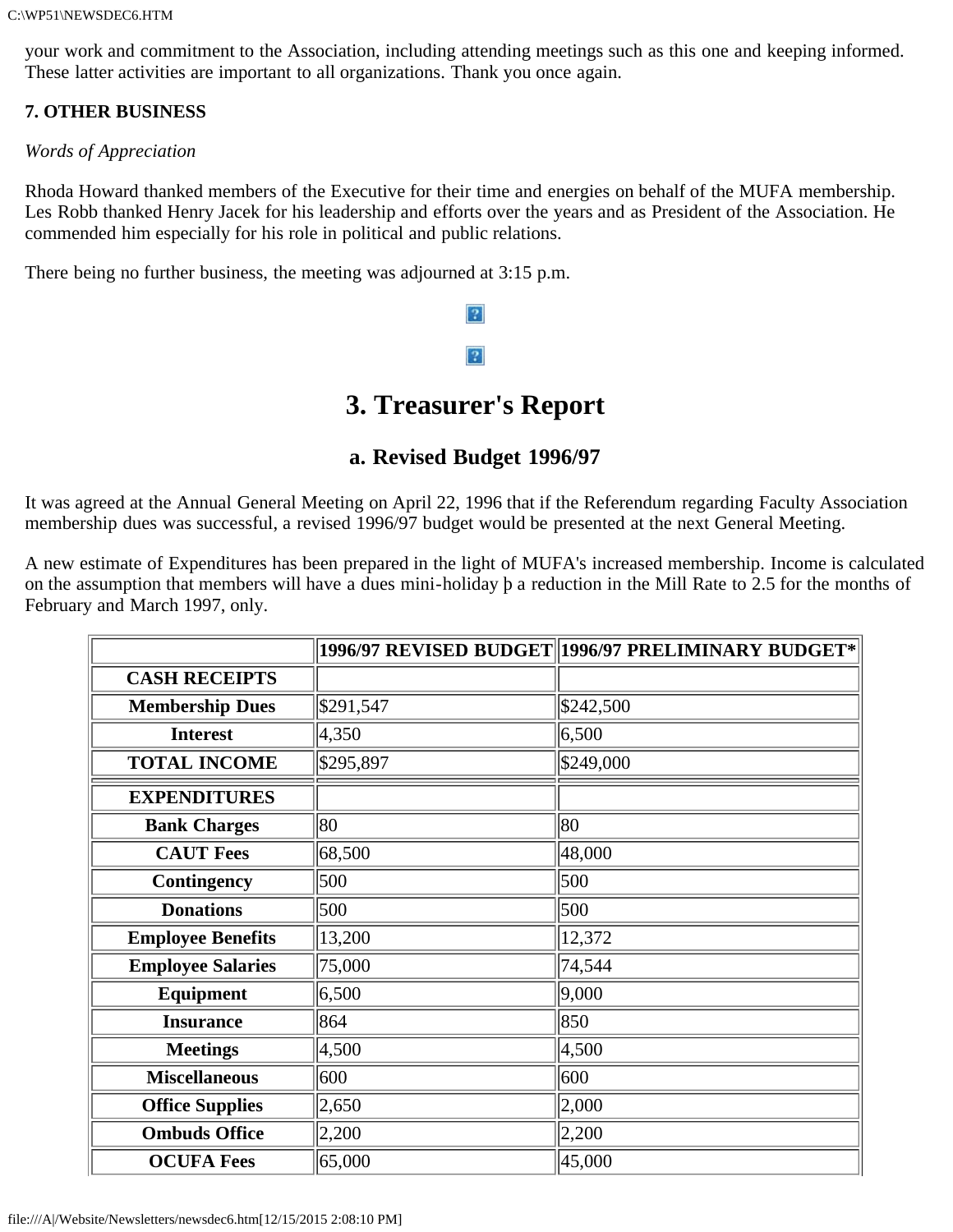your work and commitment to the Association, including attending meetings such as this one and keeping informed. These latter activities are important to all organizations. Thank you once again.

**7. OTHER BUSINESS**

*Words of Appreciation*

Rhoda Howard thanked members of the Executive for their time and energies on behalf of the MUFA membership. Les Robb thanked Henry Jacek for his leadership and efforts over the years and as President of the Association. He commended him especially for his role in political and public relations.

There being no further business, the meeting was adjourned at 3:15 p.m.

# 3. Treasurer's Report

## a. Revised Budget 1996/97

It was agreed at the Annual General Meeting on April 22, 1996 that if the Referendum regarding Faculty Association membership dues was successful, a revised 1996/97 budget would be presented at the next General Meeting.

A new estimate of Expenditures has been prepared in the light of MUFA's increased membership. Income is calculated on the assumption that members will have a dues mini-holiday þ a reduction in the Mill Rate to 2.5 for the months of February and March 1997, only.

| | 1996/97 REVISED BUDGET | 1996/97 PRELIMINARY BUDGET* |
|---|---|---|
| **CASH RECEIPTS** | | |
| **Membership Dues** | $291,547 | $242,500 |
| **Interest** | 4,350 | 6,500 |
| **TOTAL INCOME** | $295,897 | $249,000 |
| **EXPENDITURES** | | |
| **Bank Charges** | 80 | 80 |
| **CAUT Fees** | 68,500 | 48,000 |
| **Contingency** | 500 | 500 |
| **Donations** | 500 | 500 |
| **Employee Benefits** | 13,200 | 12,372 |
| **Employee Salaries** | 75,000 | 74,544 |
| **Equipment** | 6,500 | 9,000 |
| **Insurance** | 864 | 850 |
| **Meetings** | 4,500 | 4,500 |
| **Miscellaneous** | 600 | 600 |
| **Office Supplies** | 2,650 | 2,000 |
| **Ombuds Office** | 2,200 | 2,200 |
| **OCUFA Fees** | 65,000 | 45,000 |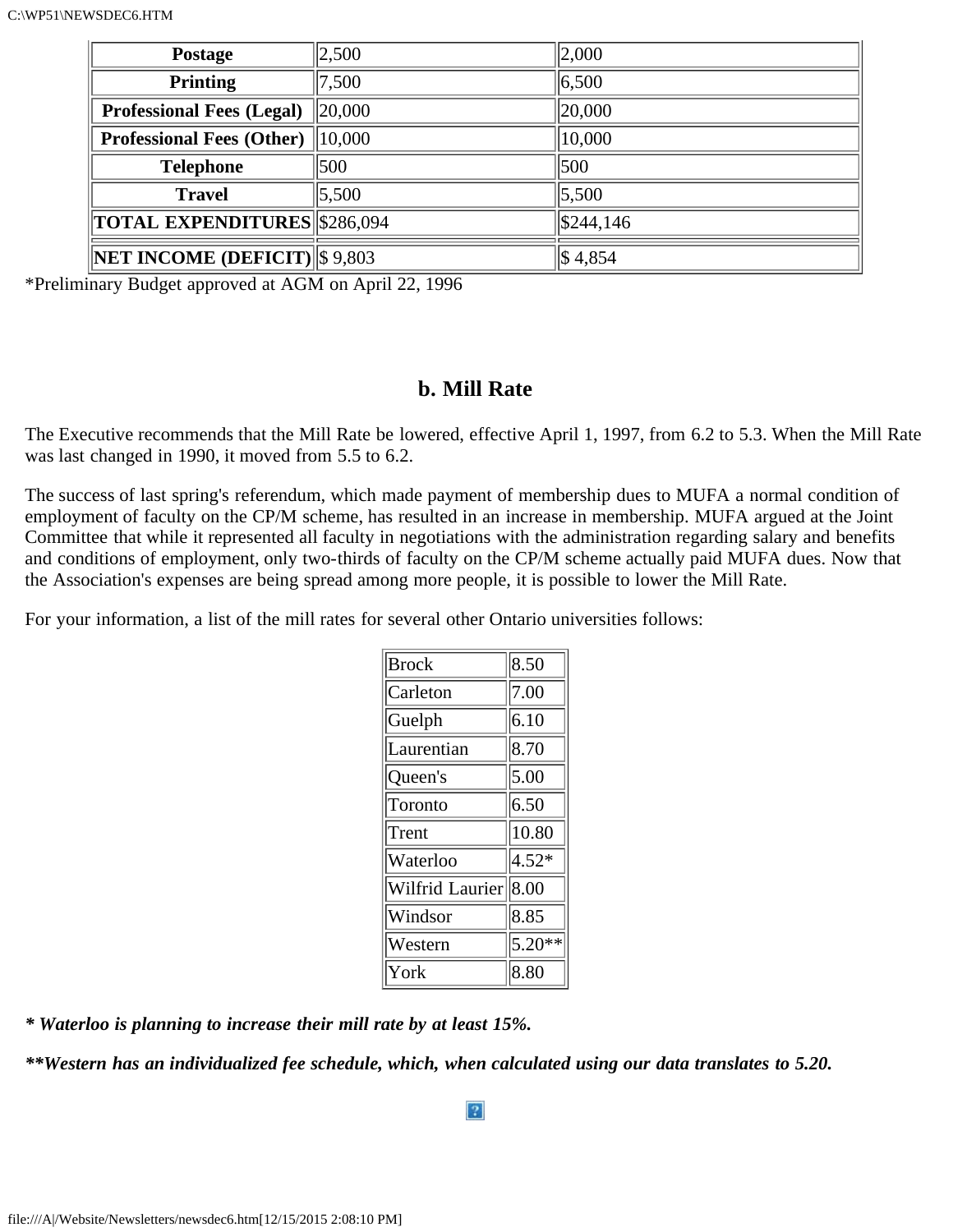| | | |
|---|---|---|
| **Postage** | 2,500 | 2,000 |
| **Printing** | 7,500 | 6,500 |
| **Professional Fees (Legal)** | 20,000 | 20,000 |
| **Professional Fees (Other)** | 10,000 | 10,000 |
| **Telephone** | 500 | 500 |
| **Travel** | 5,500 | 5,500 |
| **TOTAL EXPENDITURES** | $286,094 | $244,146 |
| **NET INCOME (DEFICIT)** | $ 9,803 | $ 4,854 |

*Preliminary Budget approved at AGM on April 22, 1996

## b. Mill Rate

The Executive recommends that the Mill Rate be lowered, effective April 1, 1997, from 6.2 to 5.3. When the Mill Rate was last changed in 1990, it moved from 5.5 to 6.2.

The success of last spring's referendum, which made payment of membership dues to MUFA a normal condition of employment of faculty on the CP/M scheme, has resulted in an increase in membership. MUFA argued at the Joint Committee that while it represented all faculty in negotiations with the administration regarding salary and benefits and conditions of employment, only two-thirds of faculty on the CP/M scheme actually paid MUFA dues. Now that the Association's expenses are being spread among more people, it is possible to lower the Mill Rate.

For your information, a list of the mill rates for several other Ontario universities follows:

| | |
|---|---|
| Brock | 8.50 |
| Carleton | 7.00 |
| Guelph | 6.10 |
| Laurentian | 8.70 |
| Queen's | 5.00 |
| Toronto | 6.50 |
| Trent | 10.80 |
| Waterloo | 4.52* |
| Wilfrid Laurier | 8.00 |
| Windsor | 8.85 |
| Western | 5.20** |
| York | 8.80 |

***\* Waterloo is planning to increase their mill rate by at least 15%.***

***\*\*Western has an individualized fee schedule, which, when calculated using our data translates to 5.20.***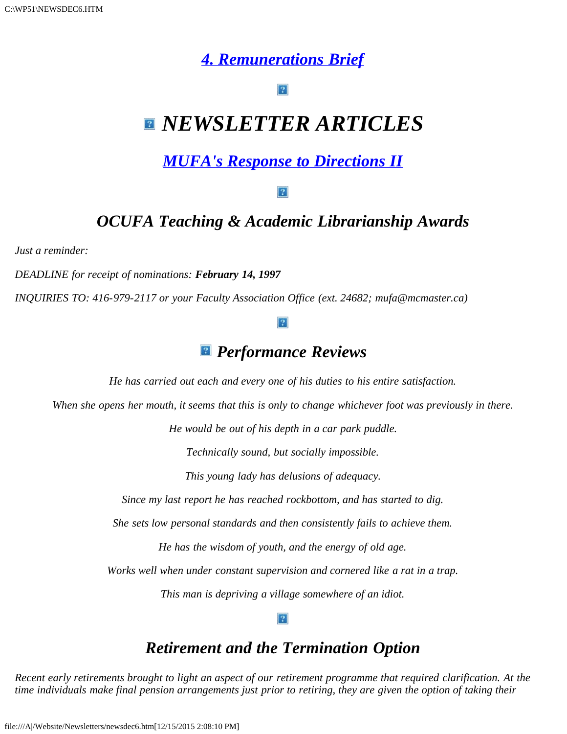## *4. Remunerations Brief*

# *NEWSLETTER ARTICLES*

## *MUFA's Response to Directions II*

## *OCUFA Teaching & Academic Librarianship Awards*

*Just a reminder:*

*DEADLINE for receipt of nominations:* ***February 14, 1997***

*INQUIRIES TO: 416-979-2117 or your Faculty Association Office (ext. 24682; mufa@mcmaster.ca)*

## *Performance Reviews*

*He has carried out each and every one of his duties to his entire satisfaction.*

*When she opens her mouth, it seems that this is only to change whichever foot was previously in there.*

*He would be out of his depth in a car park puddle.*

*Technically sound, but socially impossible.*

*This young lady has delusions of adequacy.*

*Since my last report he has reached rockbottom, and has started to dig.*

*She sets low personal standards and then consistently fails to achieve them.*

*He has the wisdom of youth, and the energy of old age.*

*Works well when under constant supervision and cornered like a rat in a trap.*

*This man is depriving a village somewhere of an idiot.*

## *Retirement and the Termination Option*

*Recent early retirements brought to light an aspect of our retirement programme that required clarification. At the time individuals make final pension arrangements just prior to retiring, they are given the option of taking their*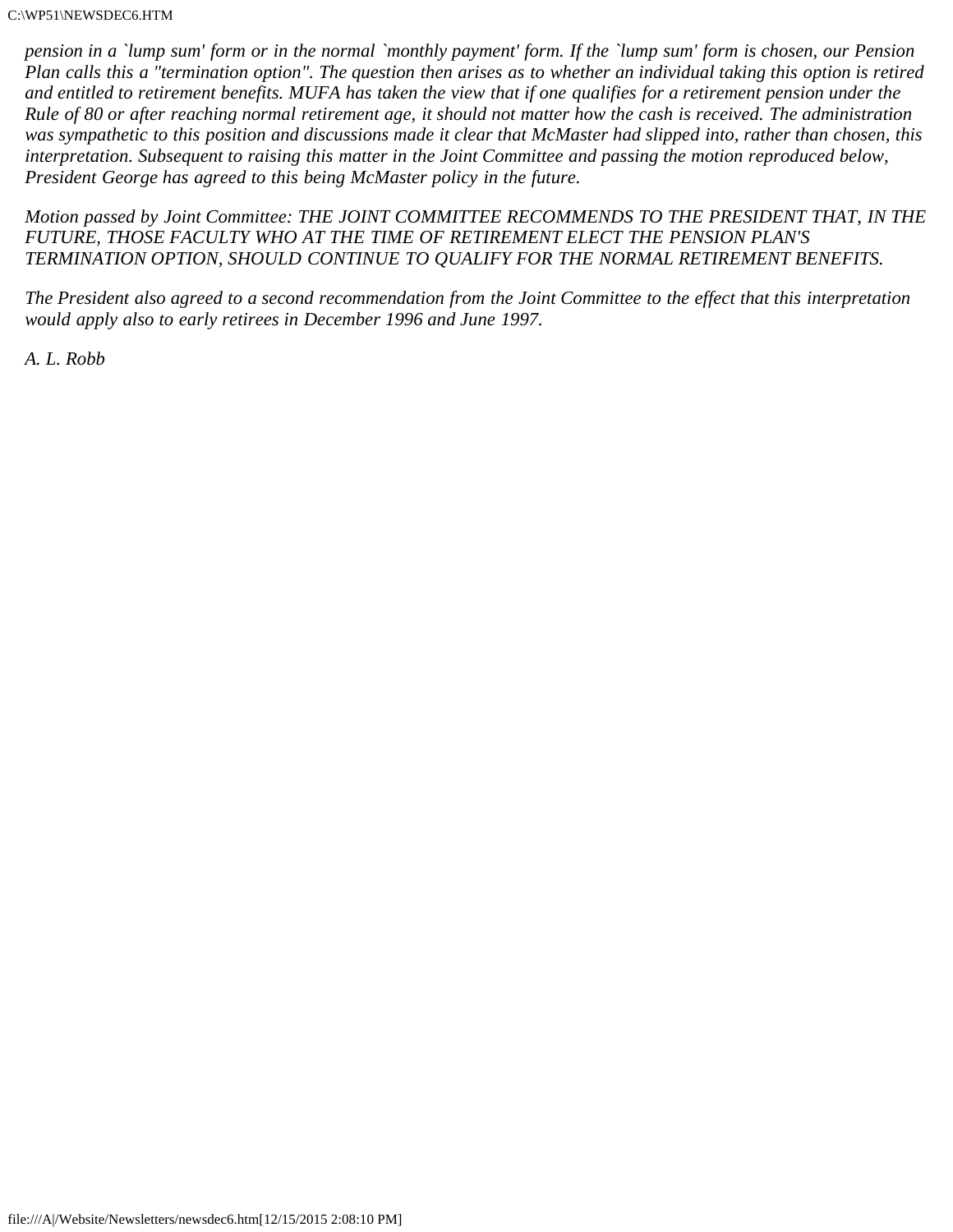*pension in a `lump sum' form or in the normal `monthly payment' form. If the `lump sum' form is chosen, our Pension Plan calls this a "termination option". The question then arises as to whether an individual taking this option is retired and entitled to retirement benefits. MUFA has taken the view that if one qualifies for a retirement pension under the Rule of 80 or after reaching normal retirement age, it should not matter how the cash is received. The administration was sympathetic to this position and discussions made it clear that McMaster had slipped into, rather than chosen, this interpretation. Subsequent to raising this matter in the Joint Committee and passing the motion reproduced below, President George has agreed to this being McMaster policy in the future.*

*Motion passed by Joint Committee: THE JOINT COMMITTEE RECOMMENDS TO THE PRESIDENT THAT, IN THE FUTURE, THOSE FACULTY WHO AT THE TIME OF RETIREMENT ELECT THE PENSION PLAN'S TERMINATION OPTION, SHOULD CONTINUE TO QUALIFY FOR THE NORMAL RETIREMENT BENEFITS.*

*The President also agreed to a second recommendation from the Joint Committee to the effect that this interpretation would apply also to early retirees in December 1996 and June 1997.*

*A. L. Robb*